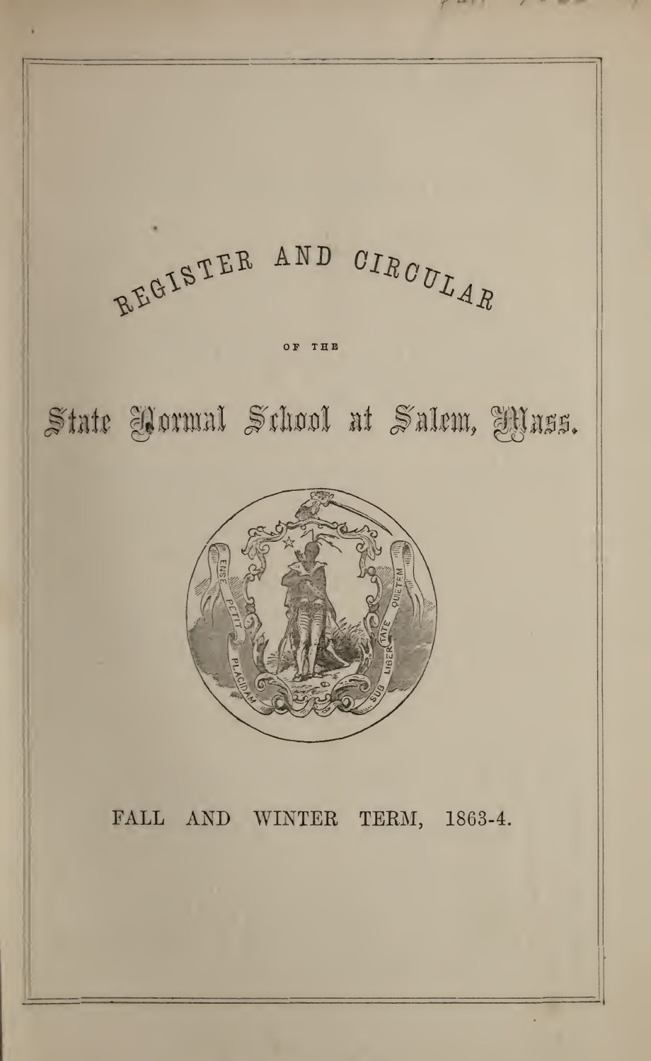# REGISTER AND CIRCULAR

OF THE

## State Normal School at Salem, Mass.

ENSE PETIT PLACIDAM SUB LIBERTATE QUIETEM

FALL AND WINTER TERM, 1863-4.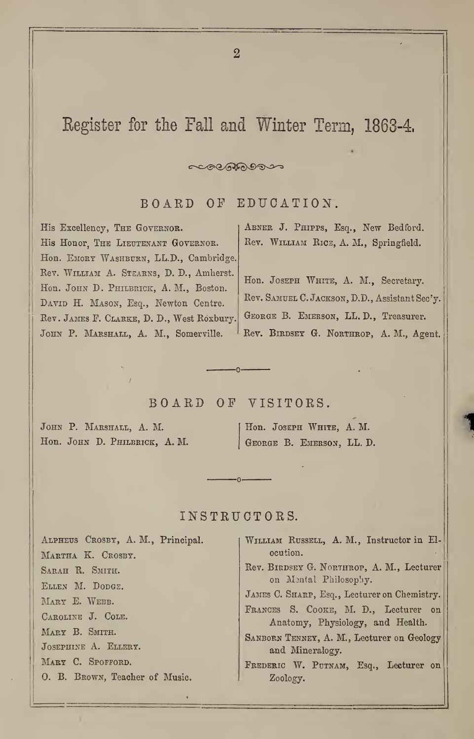# Register for the Fall and Winter Term, 1863-4.

## BOARD OF EDUCATION.

His Excellency, The Governor.
His Honor, The Lieutenant Governor.
Hon. Emory Washburn, LL.D., Cambridge.
Rev. William A. Stearns, D. D., Amherst.
Hon. John D. Philbrick, A. M., Boston.
David H. Mason, Esq., Newton Centre.
Rev. James F. Clarke, D. D., West Roxbury.
John P. Marshall, A. M., Somerville.
Abner J. Phipps, Esq., New Bedford.
Rev. William Rice, A. M., Springfield.

Hon. Joseph White, A. M., Secretary.
Rev. Samuel C. Jackson, D.D., Assistant Sec'y.
George B. Emerson, LL. D., Treasurer.
Rev. Birdsey G. Northrop, A. M., Agent.

## BOARD OF VISITORS.

John P. Marshall, A. M.
Hon. John D. Philbrick, A. M.
Hon. Joseph White, A. M.
George B. Emerson, LL. D.

## INSTRUCTORS.

Alpheus Crosby, A. M., Principal.
Martha K. Crosby.
Sarah R. Smith.
Ellen M. Dodge.
Mary E. Webb.
Caroline J. Cole.
Mary B. Smith.
Josephine A. Ellery.
Mary C. Spofford.
O. B. Brown, Teacher of Music.
William Russell, A. M., Instructor in Elocution.
Rev. Birdsey G. Northrop, A. M., Lecturer on Mental Philosophy.
James C. Sharp, Esq., Lecturer on Chemistry.
Frances S. Cooke, M. D., Lecturer on Anatomy, Physiology, and Health.
Sanborn Tenney, A. M., Lecturer on Geology and Mineralogy.
Frederic W. Putnam, Esq., Lecturer on Zoology.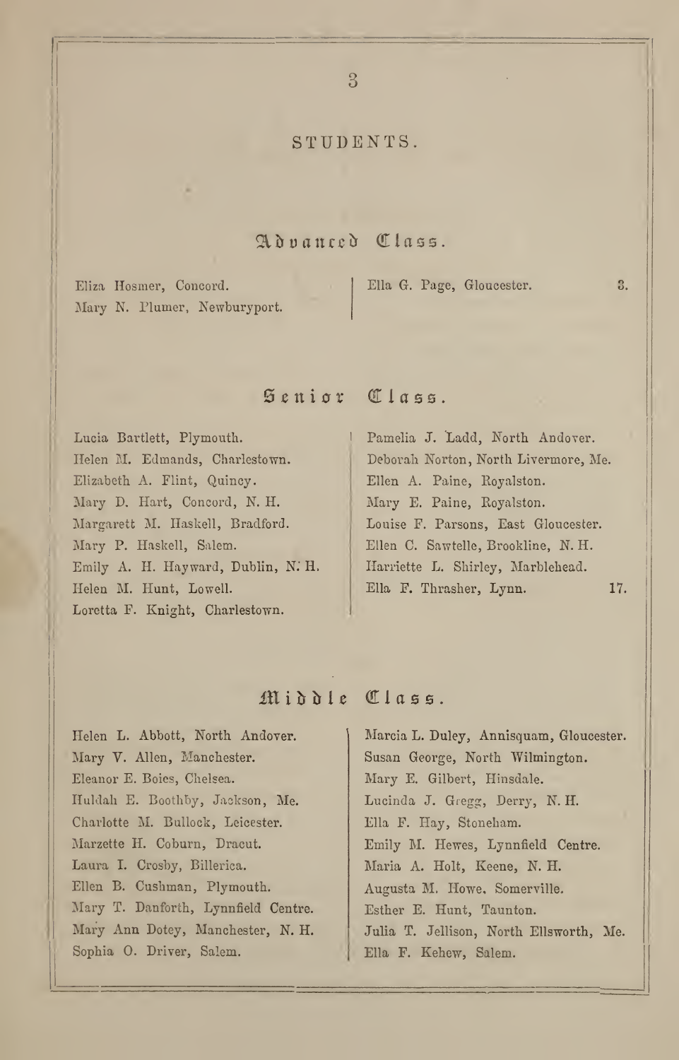# STUDENTS.

## Advanced Class.

Eliza Hosmer, Concord.
Mary N. Plumer, Newburyport.
Ella G. Page, Gloucester. 3.

## Senior Class.

Lucia Bartlett, Plymouth.
Helen M. Edmands, Charlestown.
Elizabeth A. Flint, Quincy.
Mary D. Hart, Concord, N. H.
Margarett M. Haskell, Bradford.
Mary P. Haskell, Salem.
Emily A. H. Hayward, Dublin, N. H.
Helen M. Hunt, Lowell.
Loretta F. Knight, Charlestown.
Pamelia J. Ladd, North Andover.
Deborah Norton, North Livermore, Me.
Ellen A. Paine, Royalston.
Mary E. Paine, Royalston.
Louise F. Parsons, East Gloucester.
Ellen C. Sawtelle, Brookline, N. H.
Harriette L. Shirley, Marblehead.
Ella F. Thrasher, Lynn. 17.

## Middle Class.

Helen L. Abbott, North Andover.
Mary V. Allen, Manchester.
Eleanor E. Boies, Chelsea.
Huldah E. Boothby, Jackson, Me.
Charlotte M. Bullock, Leicester.
Marzette H. Coburn, Dracut.
Laura I. Crosby, Billerica.
Ellen B. Cushman, Plymouth.
Mary T. Danforth, Lynnfield Centre.
Mary Ann Dotey, Manchester, N. H.
Sophia O. Driver, Salem.
Marcia L. Duley, Annisquam, Gloucester.
Susan George, North Wilmington.
Mary E. Gilbert, Hinsdale.
Lucinda J. Gregg, Derry, N. H.
Ella F. Hay, Stoneham.
Emily M. Hewes, Lynnfield Centre.
Maria A. Holt, Keene, N. H.
Augusta M. Howe, Somerville.
Esther E. Hunt, Taunton.
Julia T. Jellison, North Ellsworth, Me.
Ella F. Kehew, Salem.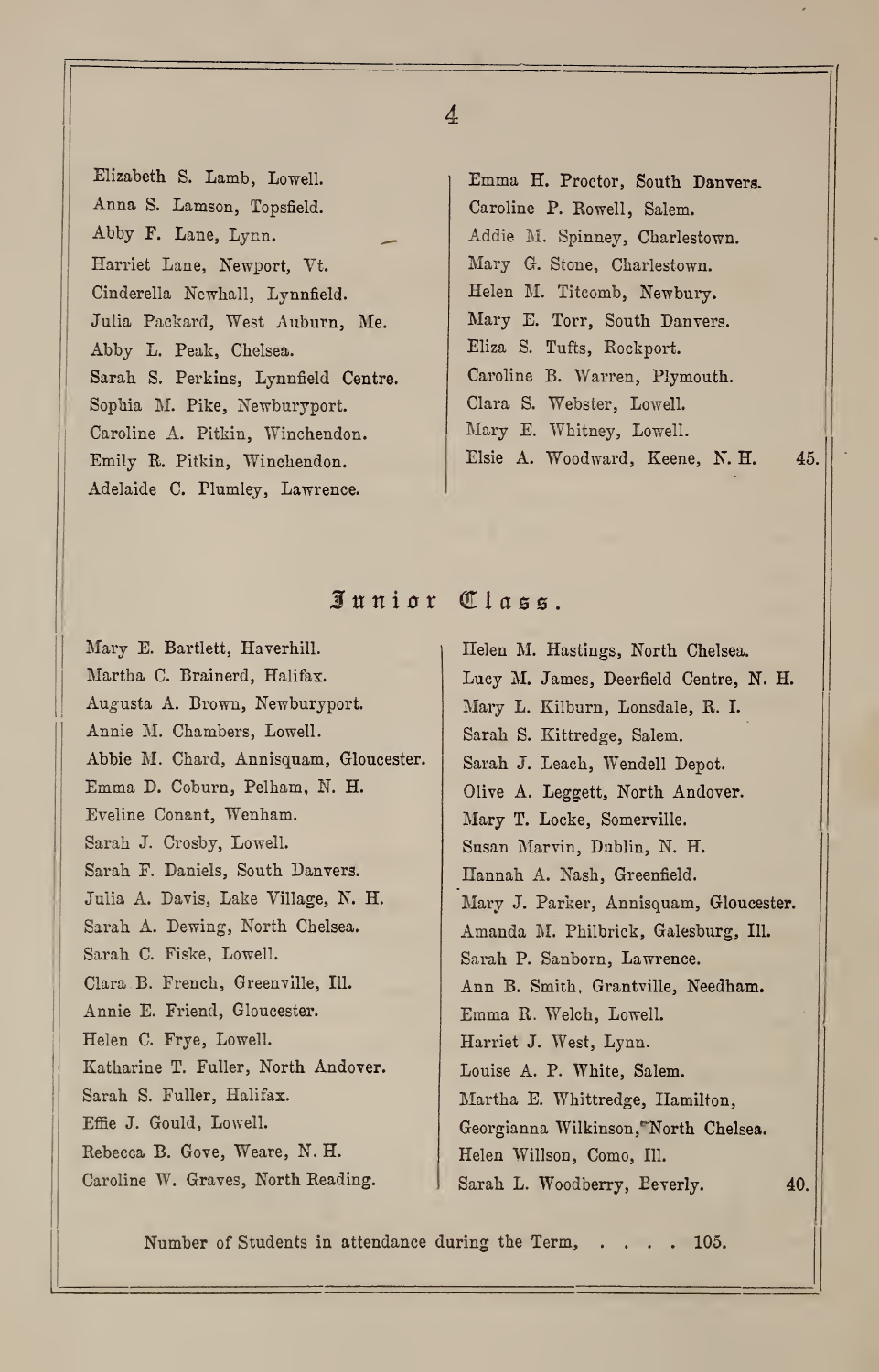Elizabeth S. Lamb, Lowell.
Anna S. Lamson, Topsfield.
Abby F. Lane, Lynn.
Harriet Lane, Newport, Vt.
Cinderella Newhall, Lynnfield.
Julia Packard, West Auburn, Me.
Abby L. Peak, Chelsea.
Sarah S. Perkins, Lynnfield Centre.
Sophia M. Pike, Newburyport.
Caroline A. Pitkin, Winchendon.
Emily R. Pitkin, Winchendon.
Adelaide C. Plumley, Lawrence.
Emma H. Proctor, South Danvers.
Caroline P. Rowell, Salem.
Addie M. Spinney, Charlestown.
Mary G. Stone, Charlestown.
Helen M. Titcomb, Newbury.
Mary E. Torr, South Danvers.
Eliza S. Tufts, Rockport.
Caroline B. Warren, Plymouth.
Clara S. Webster, Lowell.
Mary E. Whitney, Lowell.
Elsie A. Woodward, Keene, N. H. 45.

## Junior Class.

Mary E. Bartlett, Haverhill.
Martha C. Brainerd, Halifax.
Augusta A. Brown, Newburyport.
Annie M. Chambers, Lowell.
Abbie M. Chard, Annisquam, Gloucester.
Emma D. Coburn, Pelham, N. H.
Eveline Conant, Wenham.
Sarah J. Crosby, Lowell.
Sarah F. Daniels, South Danvers.
Julia A. Davis, Lake Village, N. H.
Sarah A. Dewing, North Chelsea.
Sarah C. Fiske, Lowell.
Clara B. French, Greenville, Ill.
Annie E. Friend, Gloucester.
Helen C. Frye, Lowell.
Katharine T. Fuller, North Andover.
Sarah S. Fuller, Halifax.
Effie J. Gould, Lowell.
Rebecca B. Gove, Weare, N. H.
Caroline W. Graves, North Reading.
Helen M. Hastings, North Chelsea.
Lucy M. James, Deerfield Centre, N. H.
Mary L. Kilburn, Lonsdale, R. I.
Sarah S. Kittredge, Salem.
Sarah J. Leach, Wendell Depot.
Olive A. Leggett, North Andover.
Mary T. Locke, Somerville.
Susan Marvin, Dublin, N. H.
Hannah A. Nash, Greenfield.
Mary J. Parker, Annisquam, Gloucester.
Amanda M. Philbrick, Galesburg, Ill.
Sarah P. Sanborn, Lawrence.
Ann B. Smith, Grantville, Needham.
Emma R. Welch, Lowell.
Harriet J. West, Lynn.
Louise A. P. White, Salem.
Martha E. Whittredge, Hamilton,
Georgianna Wilkinson, North Chelsea.
Helen Willson, Como, Ill.
Sarah L. Woodberry, Beverly. 40.

Number of Students in attendance during the Term, . . . . 105.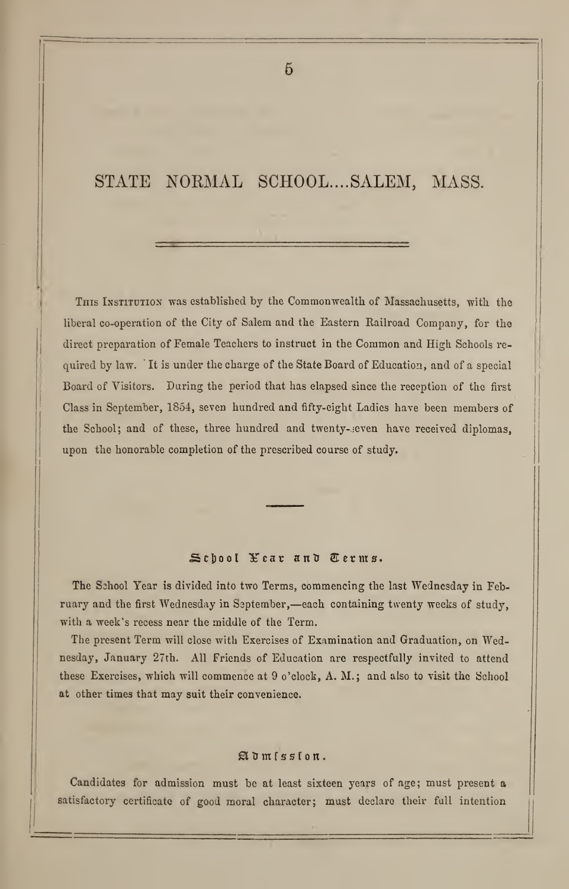# STATE NORMAL SCHOOL....SALEM, MASS.

THIS INSTITUTION was established by the Commonwealth of Massachusetts, with the liberal co-operation of the City of Salem and the Eastern Railroad Company, for the direct preparation of Female Teachers to instruct in the Common and High Schools required by law. It is under the charge of the State Board of Education, and of a special Board of Visitors. During the period that has elapsed since the reception of the first Class in September, 1854, seven hundred and fifty-eight Ladies have been members of the School; and of these, three hundred and twenty-seven have received diplomas, upon the honorable completion of the prescribed course of study.

## School Year and Terms.

The School Year is divided into two Terms, commencing the last Wednesday in February and the first Wednesday in September,—each containing twenty weeks of study, with a week's recess near the middle of the Term.

The present Term will close with Exercises of Examination and Graduation, on Wednesday, January 27th. All Friends of Education are respectfully invited to attend these Exercises, which will commence at 9 o'clock, A. M.; and also to visit the School at other times that may suit their convenience.

## Admission.

Candidates for admission must be at least sixteen years of age; must present a satisfactory certificate of good moral character; must declare their full intention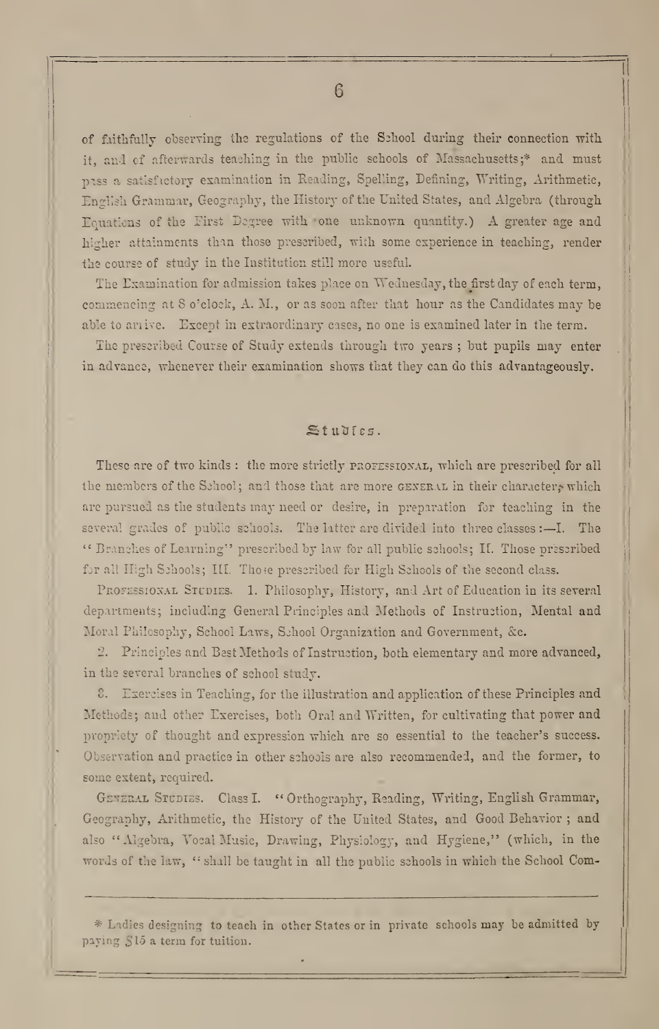of faithfully observing the regulations of the School during their connection with it, and of afterwards teaching in the public schools of Massachusetts;* and must pass a satisfactory examination in Reading, Spelling, Defining, Writing, Arithmetic, English Grammar, Geography, the History of the United States, and Algebra (through Equations of the First Degree with one unknown quantity.) A greater age and higher attainments than those prescribed, with some experience in teaching, render the course of study in the Institution still more useful.

The Examination for admission takes place on Wednesday, the first day of each term, commencing at 8 o'clock, A. M., or as soon after that hour as the Candidates may be able to arrive. Except in extraordinary cases, no one is examined later in the term.

The prescribed Course of Study extends through two years ; but pupils may enter in advance, whenever their examination shows that they can do this advantageously.

## Studies.

These are of two kinds : the more strictly PROFESSIONAL, which are prescribed for all the members of the School; and those that are more GENERAL in their character, which are pursued as the students may need or desire, in preparation for teaching in the several grades of public schools. The latter are divided into three classes :—I. The "Branches of Learning" prescribed by law for all public schools; II. Those prescribed for all High Schools; III. Those prescribed for High Schools of the second class.

PROFESSIONAL STUDIES. 1. Philosophy, History, and Art of Education in its several departments; including General Principles and Methods of Instruction, Mental and Moral Philosophy, School Laws, School Organization and Government, &c.

2. Principles and Best Methods of Instruction, both elementary and more advanced, in the several branches of school study.

3. Exercises in Teaching, for the illustration and application of these Principles and Methods; and other Exercises, both Oral and Written, for cultivating that power and propriety of thought and expression which are so essential to the teacher's success. Observation and practice in other schools are also recommended, and the former, to some extent, required.

GENERAL STUDIES. Class I. "Orthography, Reading, Writing, English Grammar, Geography, Arithmetic, the History of the United States, and Good Behavior ; and also "Algebra, Vocal Music, Drawing, Physiology, and Hygiene," (which, in the words of the law, "shall be taught in all the public schools in which the School Com-

---

\* Ladies designing to teach in other States or in private schools may be admitted by paying $15 a term for tuition.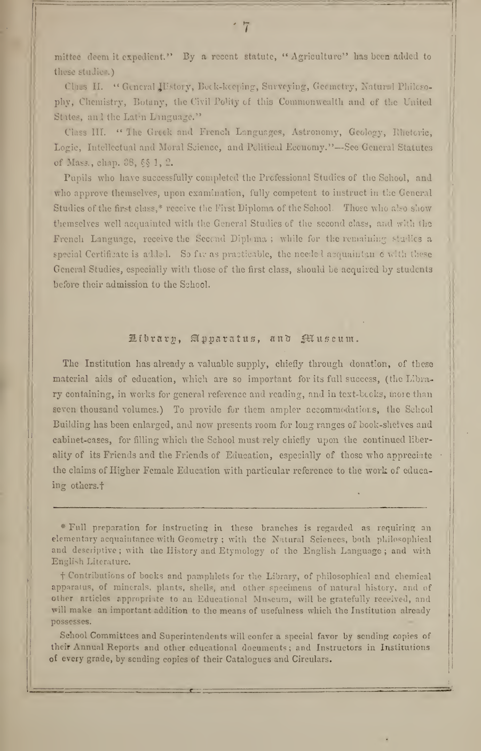mittee deem it expedient." By a recent statute, "Agriculture" has been added to these studies.)

Class II. "General History, Book-keeping, Surveying, Geometry, Natural Philosophy, Chemistry, Botany, the Civil Polity of this Commonwealth and of the United States, and the Latin Language."

Class III. "The Greek and French Languages, Astronomy, Geology, Rhetoric, Logic, Intellectual and Moral Science, and Political Economy."—See General Statutes of Mass., chap. 38, §§ 1, 2.

Pupils who have successfully completed the Professional Studies of the School, and who approve themselves, upon examination, fully competent to instruct in the General Studies of the first class,* receive the First Diploma of the School. Those who also show themselves well acquainted with the General Studies of the second class, and with the French Language, receive the Second Diploma; while for the remaining studies a special Certificate is added. So far as practicable, the needed acquaintance with these General Studies, especially with those of the first class, should be acquired by students before their admission to the School.

## Library, Apparatus, and Museum.

The Institution has already a valuable supply, chiefly through donation, of these material aids of education, which are so important for its full success, (the Library containing, in works for general reference and reading, and in text-books, more than seven thousand volumes.) To provide for them ampler accommodations, the School Building has been enlarged, and now presents room for long ranges of book-shelves and cabinet-cases, for filling which the School must rely chiefly upon the continued liberality of its Friends and the Friends of Education, especially of those who appreciate the claims of Higher Female Education with particular reference to the work of educating others.†

---

* Full preparation for instructing in these branches is regarded as requiring an elementary acquaintance with Geometry; with the Natural Sciences, both philosophical and descriptive; with the History and Etymology of the English Language; and with English Literature.

† Contributions of books and pamphlets for the Library, of philosophical and chemical apparatus, of minerals, plants, shells, and other specimens of natural history, and of other articles appropriate to an Educational Museum, will be gratefully received, and will make an important addition to the means of usefulness which the Institution already possesses.

School Committees and Superintendents will confer a special favor by sending copies of their Annual Reports and other educational documents; and Instructors in Institutions of every grade, by sending copies of their Catalogues and Circulars.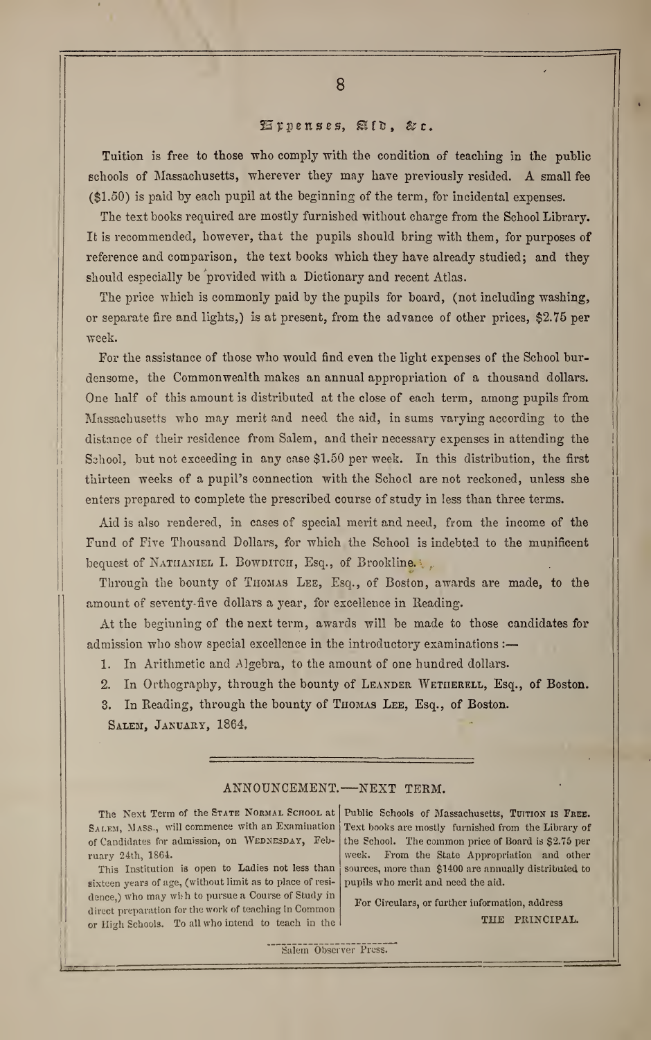## Expenses, Aid, &c.

Tuition is free to those who comply with the condition of teaching in the public schools of Massachusetts, wherever they may have previously resided. A small fee ($1.50) is paid by each pupil at the beginning of the term, for incidental expenses.

The text books required are mostly furnished without charge from the School Library. It is recommended, however, that the pupils should bring with them, for purposes of reference and comparison, the text books which they have already studied; and they should especially be provided with a Dictionary and recent Atlas.

The price which is commonly paid by the pupils for board, (not including washing, or separate fire and lights,) is at present, from the advance of other prices, $2.75 per week.

For the assistance of those who would find even the light expenses of the School burdensome, the Commonwealth makes an annual appropriation of a thousand dollars. One half of this amount is distributed at the close of each term, among pupils from Massachusetts who may merit and need the aid, in sums varying according to the distance of their residence from Salem, and their necessary expenses in attending the School, but not exceeding in any case $1.50 per week. In this distribution, the first thirteen weeks of a pupil's connection with the School are not reckoned, unless she enters prepared to complete the prescribed course of study in less than three terms.

Aid is also rendered, in cases of special merit and need, from the income of the Fund of Five Thousand Dollars, for which the School is indebted to the munificent bequest of Nathaniel I. Bowditch, Esq., of Brookline.

Through the bounty of Thomas Lee, Esq., of Boston, awards are made, to the amount of seventy-five dollars a year, for excellence in Reading.

At the beginning of the next term, awards will be made to those candidates for admission who show special excellence in the introductory examinations :—

1. In Arithmetic and Algebra, to the amount of one hundred dollars.
2. In Orthography, through the bounty of Leander Wetherell, Esq., of Boston.
3. In Reading, through the bounty of Thomas Lee, Esq., of Boston.

Salem, January, 1864.

---

### ANNOUNCEMENT.—NEXT TERM.

The Next Term of the State Normal School at Salem, Mass., will commence with an Examination of Candidates for admission, on Wednesday, February 24th, 1864.

This Institution is open to Ladies not less than sixteen years of age, (without limit as to place of residence,) who may wish to pursue a Course of Study in direct preparation for the work of teaching in Common or High Schools. To all who intend to teach in the Public Schools of Massachusetts, Tuition is Free. Text books are mostly furnished from the Library of the School. The common price of Board is $2.75 per week. From the State Appropriation and other sources, more than $1400 are annually distributed to pupils who merit and need the aid.

For Circulars, or further information, address

The Principal.

Salem Observer Press.